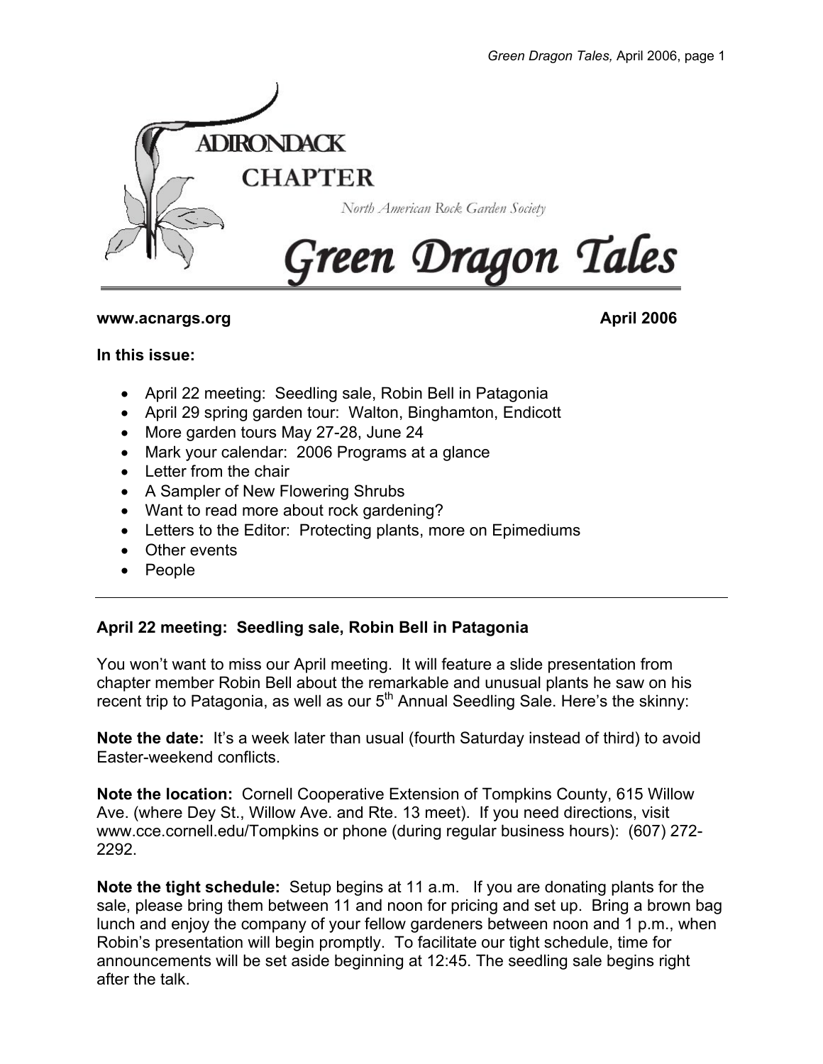ADIRONDACK CHAPTER

North American Rock Garden Society

# Green Dragon Tales

**www.acnargs.org** **April 2006**

**In this issue:**

- April 22 meeting: Seedling sale, Robin Bell in Patagonia
- April 29 spring garden tour: Walton, Binghamton, Endicott
- More garden tours May 27-28, June 24
- Mark your calendar: 2006 Programs at a glance
- Letter from the chair
- A Sampler of New Flowering Shrubs
- Want to read more about rock gardening?
- Letters to the Editor: Protecting plants, more on Epimediums
- Other events
- People

---

## April 22 meeting: Seedling sale, Robin Bell in Patagonia

You won't want to miss our April meeting. It will feature a slide presentation from chapter member Robin Bell about the remarkable and unusual plants he saw on his recent trip to Patagonia, as well as our 5th Annual Seedling Sale. Here's the skinny:

**Note the date:** It's a week later than usual (fourth Saturday instead of third) to avoid Easter-weekend conflicts.

**Note the location:** Cornell Cooperative Extension of Tompkins County, 615 Willow Ave. (where Dey St., Willow Ave. and Rte. 13 meet). If you need directions, visit www.cce.cornell.edu/Tompkins or phone (during regular business hours): (607) 272-2292.

**Note the tight schedule:** Setup begins at 11 a.m. If you are donating plants for the sale, please bring them between 11 and noon for pricing and set up. Bring a brown bag lunch and enjoy the company of your fellow gardeners between noon and 1 p.m., when Robin's presentation will begin promptly. To facilitate our tight schedule, time for announcements will be set aside beginning at 12:45. The seedling sale begins right after the talk.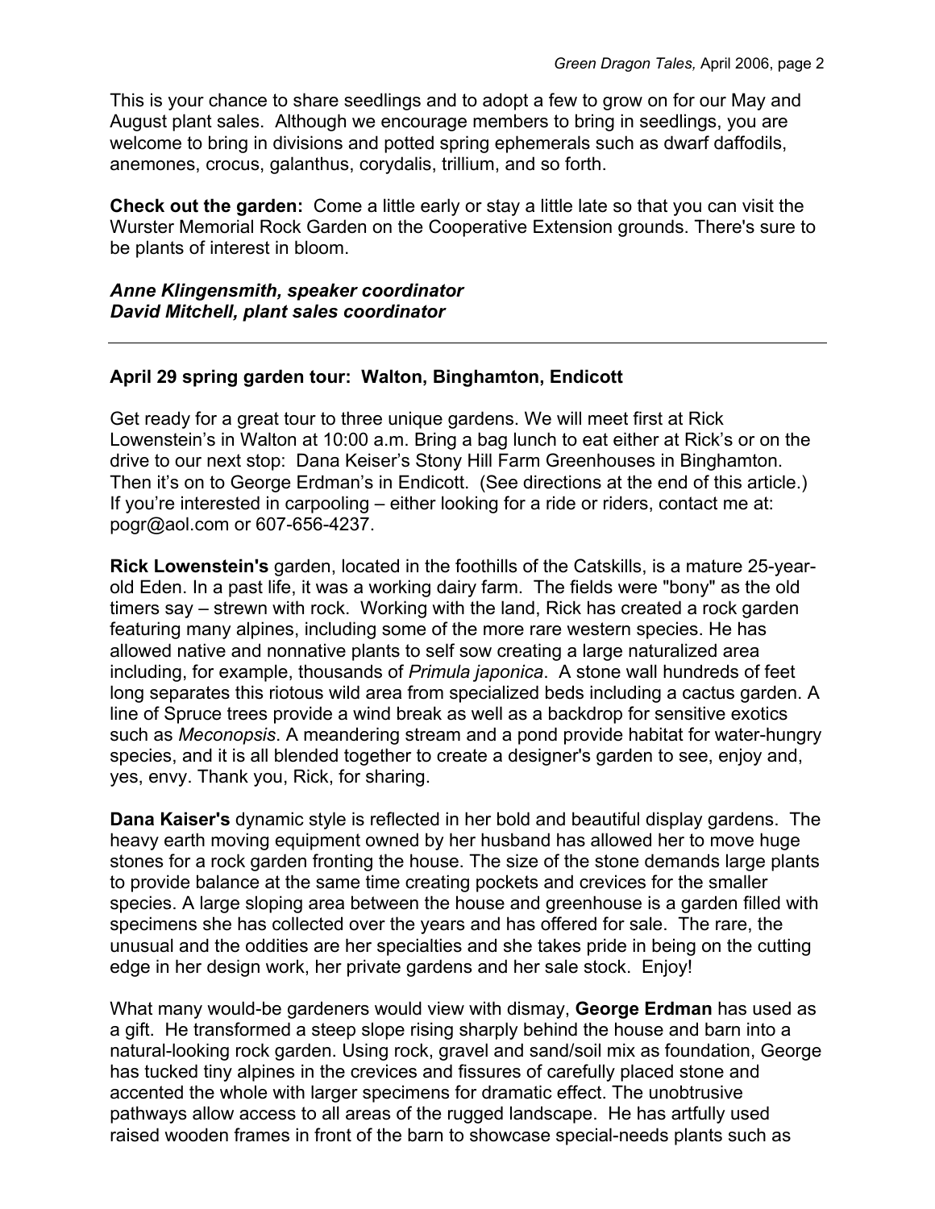This is your chance to share seedlings and to adopt a few to grow on for our May and August plant sales. Although we encourage members to bring in seedlings, you are welcome to bring in divisions and potted spring ephemerals such as dwarf daffodils, anemones, crocus, galanthus, corydalis, trillium, and so forth.

**Check out the garden:** Come a little early or stay a little late so that you can visit the Wurster Memorial Rock Garden on the Cooperative Extension grounds. There's sure to be plants of interest in bloom.

***Anne Klingensmith, speaker coordinator***
***David Mitchell, plant sales coordinator***

---

**April 29 spring garden tour: Walton, Binghamton, Endicott**

Get ready for a great tour to three unique gardens. We will meet first at Rick Lowenstein's in Walton at 10:00 a.m. Bring a bag lunch to eat either at Rick's or on the drive to our next stop: Dana Keiser's Stony Hill Farm Greenhouses in Binghamton. Then it's on to George Erdman's in Endicott. (See directions at the end of this article.) If you're interested in carpooling – either looking for a ride or riders, contact me at: pogr@aol.com or 607-656-4237.

**Rick Lowenstein's** garden, located in the foothills of the Catskills, is a mature 25-year-old Eden. In a past life, it was a working dairy farm. The fields were "bony" as the old timers say – strewn with rock. Working with the land, Rick has created a rock garden featuring many alpines, including some of the more rare western species. He has allowed native and nonnative plants to self sow creating a large naturalized area including, for example, thousands of *Primula japonica*. A stone wall hundreds of feet long separates this riotous wild area from specialized beds including a cactus garden. A line of Spruce trees provide a wind break as well as a backdrop for sensitive exotics such as *Meconopsis*. A meandering stream and a pond provide habitat for water-hungry species, and it is all blended together to create a designer's garden to see, enjoy and, yes, envy. Thank you, Rick, for sharing.

**Dana Kaiser's** dynamic style is reflected in her bold and beautiful display gardens. The heavy earth moving equipment owned by her husband has allowed her to move huge stones for a rock garden fronting the house. The size of the stone demands large plants to provide balance at the same time creating pockets and crevices for the smaller species. A large sloping area between the house and greenhouse is a garden filled with specimens she has collected over the years and has offered for sale. The rare, the unusual and the oddities are her specialties and she takes pride in being on the cutting edge in her design work, her private gardens and her sale stock. Enjoy!

What many would-be gardeners would view with dismay, **George Erdman** has used as a gift. He transformed a steep slope rising sharply behind the house and barn into a natural-looking rock garden. Using rock, gravel and sand/soil mix as foundation, George has tucked tiny alpines in the crevices and fissures of carefully placed stone and accented the whole with larger specimens for dramatic effect. The unobtrusive pathways allow access to all areas of the rugged landscape. He has artfully used raised wooden frames in front of the barn to showcase special-needs plants such as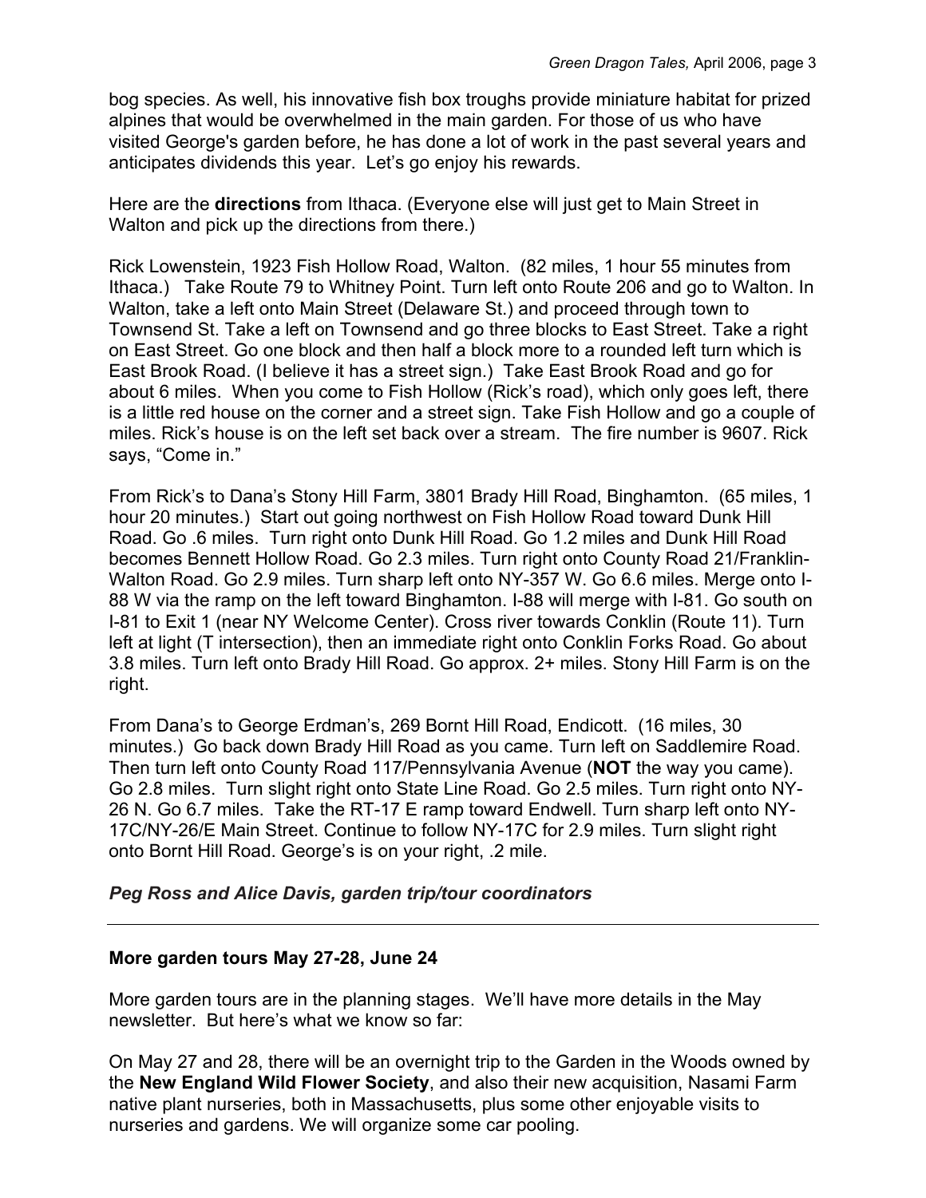bog species. As well, his innovative fish box troughs provide miniature habitat for prized alpines that would be overwhelmed in the main garden. For those of us who have visited George's garden before, he has done a lot of work in the past several years and anticipates dividends this year. Let's go enjoy his rewards.

Here are the **directions** from Ithaca. (Everyone else will just get to Main Street in Walton and pick up the directions from there.)

Rick Lowenstein, 1923 Fish Hollow Road, Walton. (82 miles, 1 hour 55 minutes from Ithaca.) Take Route 79 to Whitney Point. Turn left onto Route 206 and go to Walton. In Walton, take a left onto Main Street (Delaware St.) and proceed through town to Townsend St. Take a left on Townsend and go three blocks to East Street. Take a right on East Street. Go one block and then half a block more to a rounded left turn which is East Brook Road. (I believe it has a street sign.) Take East Brook Road and go for about 6 miles. When you come to Fish Hollow (Rick's road), which only goes left, there is a little red house on the corner and a street sign. Take Fish Hollow and go a couple of miles. Rick's house is on the left set back over a stream. The fire number is 9607. Rick says, "Come in."

From Rick's to Dana's Stony Hill Farm, 3801 Brady Hill Road, Binghamton. (65 miles, 1 hour 20 minutes.) Start out going northwest on Fish Hollow Road toward Dunk Hill Road. Go .6 miles. Turn right onto Dunk Hill Road. Go 1.2 miles and Dunk Hill Road becomes Bennett Hollow Road. Go 2.3 miles. Turn right onto County Road 21/Franklin-Walton Road. Go 2.9 miles. Turn sharp left onto NY-357 W. Go 6.6 miles. Merge onto I-88 W via the ramp on the left toward Binghamton. I-88 will merge with I-81. Go south on I-81 to Exit 1 (near NY Welcome Center). Cross river towards Conklin (Route 11). Turn left at light (T intersection), then an immediate right onto Conklin Forks Road. Go about 3.8 miles. Turn left onto Brady Hill Road. Go approx. 2+ miles. Stony Hill Farm is on the right.

From Dana's to George Erdman's, 269 Bornt Hill Road, Endicott. (16 miles, 30 minutes.) Go back down Brady Hill Road as you came. Turn left on Saddlemire Road. Then turn left onto County Road 117/Pennsylvania Avenue (**NOT** the way you came). Go 2.8 miles. Turn slight right onto State Line Road. Go 2.5 miles. Turn right onto NY-26 N. Go 6.7 miles. Take the RT-17 E ramp toward Endwell. Turn sharp left onto NY-17C/NY-26/E Main Street. Continue to follow NY-17C for 2.9 miles. Turn slight right onto Bornt Hill Road. George's is on your right, .2 mile.

***Peg Ross and Alice Davis, garden trip/tour coordinators***

---

**More garden tours May 27-28, June 24**

More garden tours are in the planning stages. We'll have more details in the May newsletter. But here's what we know so far:

On May 27 and 28, there will be an overnight trip to the Garden in the Woods owned by the **New England Wild Flower Society**, and also their new acquisition, Nasami Farm native plant nurseries, both in Massachusetts, plus some other enjoyable visits to nurseries and gardens. We will organize some car pooling.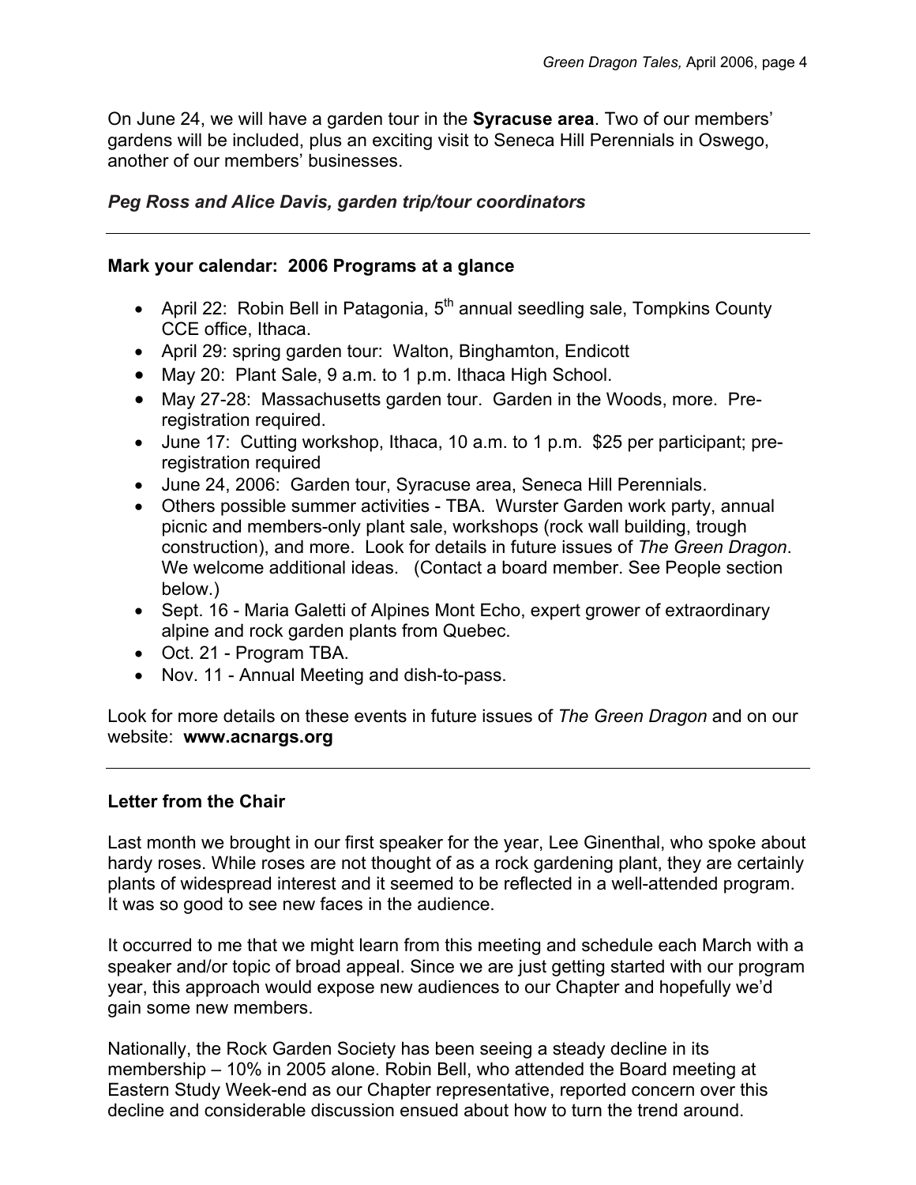On June 24, we will have a garden tour in the **Syracuse area**. Two of our members' gardens will be included, plus an exciting visit to Seneca Hill Perennials in Oswego, another of our members' businesses.

***Peg Ross and Alice Davis, garden trip/tour coordinators***

---

**Mark your calendar: 2006 Programs at a glance**

- April 22: Robin Bell in Patagonia, 5th annual seedling sale, Tompkins County CCE office, Ithaca.
- April 29: spring garden tour: Walton, Binghamton, Endicott
- May 20: Plant Sale, 9 a.m. to 1 p.m. Ithaca High School.
- May 27-28: Massachusetts garden tour. Garden in the Woods, more. Pre-registration required.
- June 17: Cutting workshop, Ithaca, 10 a.m. to 1 p.m. $25 per participant; pre-registration required
- June 24, 2006: Garden tour, Syracuse area, Seneca Hill Perennials.
- Others possible summer activities - TBA. Wurster Garden work party, annual picnic and members-only plant sale, workshops (rock wall building, trough construction), and more. Look for details in future issues of *The Green Dragon*. We welcome additional ideas. (Contact a board member. See People section below.)
- Sept. 16 - Maria Galetti of Alpines Mont Echo, expert grower of extraordinary alpine and rock garden plants from Quebec.
- Oct. 21 - Program TBA.
- Nov. 11 - Annual Meeting and dish-to-pass.

Look for more details on these events in future issues of *The Green Dragon* and on our website: **www.acnargs.org**

---

**Letter from the Chair**

Last month we brought in our first speaker for the year, Lee Ginenthal, who spoke about hardy roses. While roses are not thought of as a rock gardening plant, they are certainly plants of widespread interest and it seemed to be reflected in a well-attended program. It was so good to see new faces in the audience.

It occurred to me that we might learn from this meeting and schedule each March with a speaker and/or topic of broad appeal. Since we are just getting started with our program year, this approach would expose new audiences to our Chapter and hopefully we'd gain some new members.

Nationally, the Rock Garden Society has been seeing a steady decline in its membership – 10% in 2005 alone. Robin Bell, who attended the Board meeting at Eastern Study Week-end as our Chapter representative, reported concern over this decline and considerable discussion ensued about how to turn the trend around.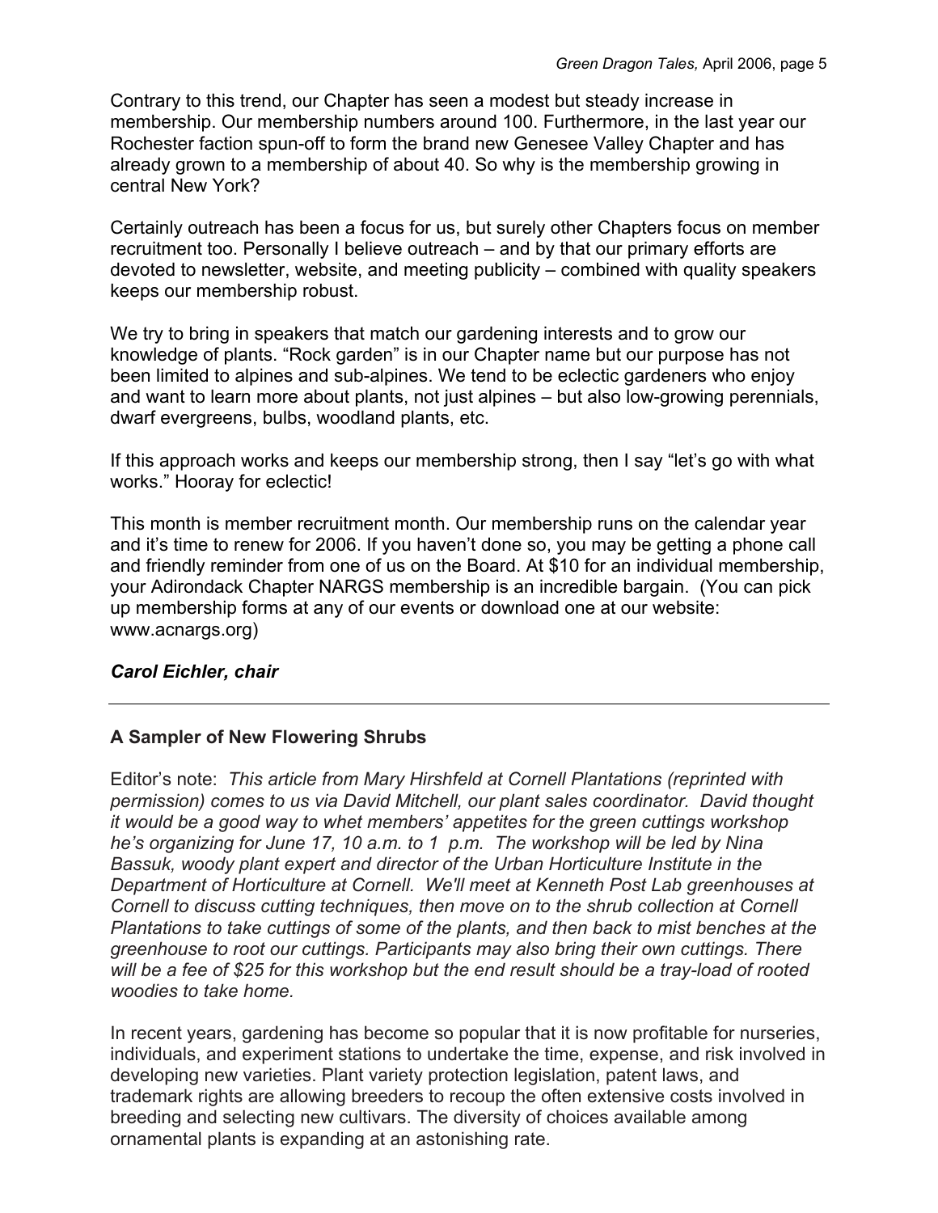Contrary to this trend, our Chapter has seen a modest but steady increase in membership. Our membership numbers around 100. Furthermore, in the last year our Rochester faction spun-off to form the brand new Genesee Valley Chapter and has already grown to a membership of about 40. So why is the membership growing in central New York?

Certainly outreach has been a focus for us, but surely other Chapters focus on member recruitment too. Personally I believe outreach – and by that our primary efforts are devoted to newsletter, website, and meeting publicity – combined with quality speakers keeps our membership robust.

We try to bring in speakers that match our gardening interests and to grow our knowledge of plants. "Rock garden" is in our Chapter name but our purpose has not been limited to alpines and sub-alpines. We tend to be eclectic gardeners who enjoy and want to learn more about plants, not just alpines – but also low-growing perennials, dwarf evergreens, bulbs, woodland plants, etc.

If this approach works and keeps our membership strong, then I say "let's go with what works." Hooray for eclectic!

This month is member recruitment month. Our membership runs on the calendar year and it's time to renew for 2006. If you haven't done so, you may be getting a phone call and friendly reminder from one of us on the Board. At $10 for an individual membership, your Adirondack Chapter NARGS membership is an incredible bargain. (You can pick up membership forms at any of our events or download one at our website: www.acnargs.org)

***Carol Eichler, chair***

---

## A Sampler of New Flowering Shrubs

Editor's note: *This article from Mary Hirshfeld at Cornell Plantations (reprinted with permission) comes to us via David Mitchell, our plant sales coordinator. David thought it would be a good way to whet members' appetites for the green cuttings workshop he's organizing for June 17, 10 a.m. to 1 p.m. The workshop will be led by Nina Bassuk, woody plant expert and director of the Urban Horticulture Institute in the Department of Horticulture at Cornell. We'll meet at Kenneth Post Lab greenhouses at Cornell to discuss cutting techniques, then move on to the shrub collection at Cornell Plantations to take cuttings of some of the plants, and then back to mist benches at the greenhouse to root our cuttings. Participants may also bring their own cuttings. There will be a fee of $25 for this workshop but the end result should be a tray-load of rooted woodies to take home.*

In recent years, gardening has become so popular that it is now profitable for nurseries, individuals, and experiment stations to undertake the time, expense, and risk involved in developing new varieties. Plant variety protection legislation, patent laws, and trademark rights are allowing breeders to recoup the often extensive costs involved in breeding and selecting new cultivars. The diversity of choices available among ornamental plants is expanding at an astonishing rate.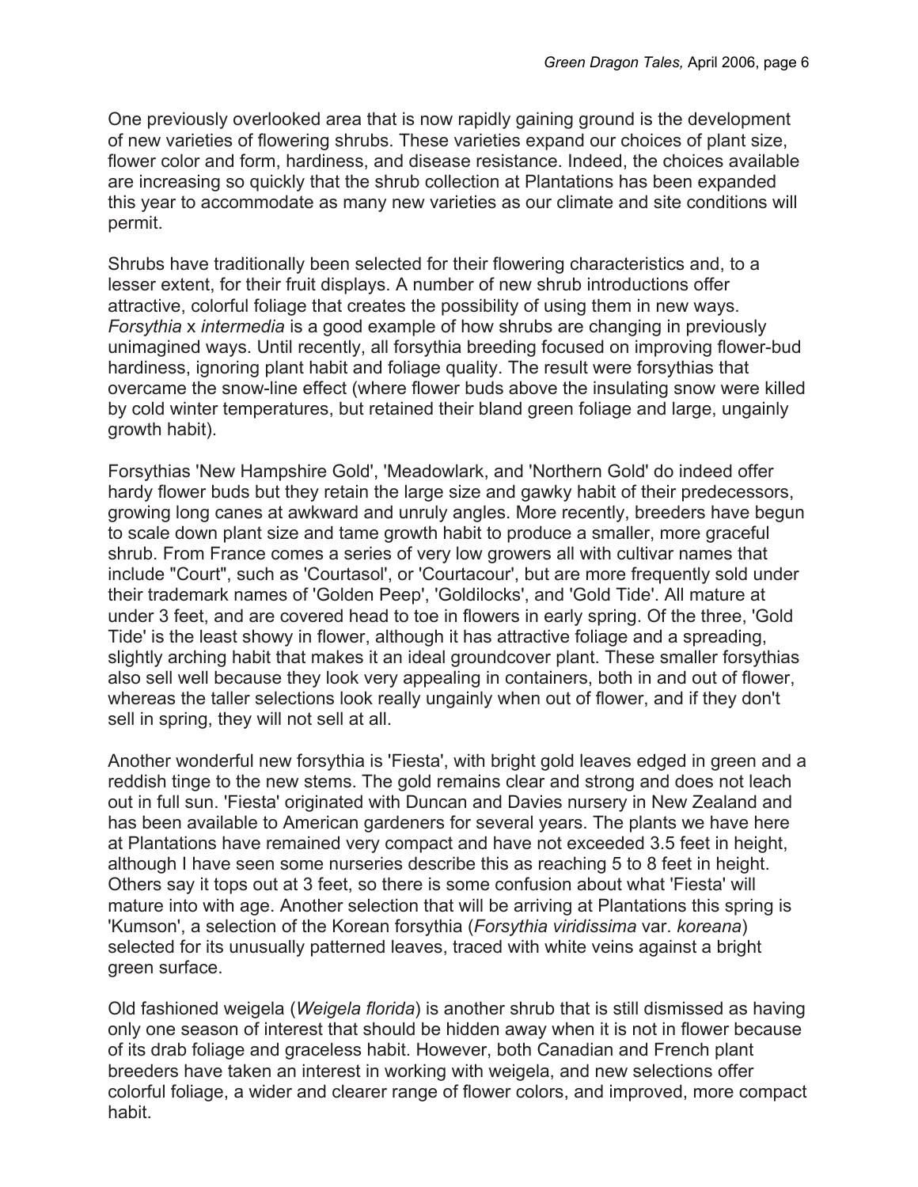One previously overlooked area that is now rapidly gaining ground is the development of new varieties of flowering shrubs. These varieties expand our choices of plant size, flower color and form, hardiness, and disease resistance. Indeed, the choices available are increasing so quickly that the shrub collection at Plantations has been expanded this year to accommodate as many new varieties as our climate and site conditions will permit.

Shrubs have traditionally been selected for their flowering characteristics and, to a lesser extent, for their fruit displays. A number of new shrub introductions offer attractive, colorful foliage that creates the possibility of using them in new ways. *Forsythia* x *intermedia* is a good example of how shrubs are changing in previously unimagined ways. Until recently, all forsythia breeding focused on improving flower-bud hardiness, ignoring plant habit and foliage quality. The result were forsythias that overcame the snow-line effect (where flower buds above the insulating snow were killed by cold winter temperatures, but retained their bland green foliage and large, ungainly growth habit).

Forsythias 'New Hampshire Gold', 'Meadowlark, and 'Northern Gold' do indeed offer hardy flower buds but they retain the large size and gawky habit of their predecessors, growing long canes at awkward and unruly angles. More recently, breeders have begun to scale down plant size and tame growth habit to produce a smaller, more graceful shrub. From France comes a series of very low growers all with cultivar names that include "Court", such as 'Courtasol', or 'Courtacour', but are more frequently sold under their trademark names of 'Golden Peep', 'Goldilocks', and 'Gold Tide'. All mature at under 3 feet, and are covered head to toe in flowers in early spring. Of the three, 'Gold Tide' is the least showy in flower, although it has attractive foliage and a spreading, slightly arching habit that makes it an ideal groundcover plant. These smaller forsythias also sell well because they look very appealing in containers, both in and out of flower, whereas the taller selections look really ungainly when out of flower, and if they don't sell in spring, they will not sell at all.

Another wonderful new forsythia is 'Fiesta', with bright gold leaves edged in green and a reddish tinge to the new stems. The gold remains clear and strong and does not leach out in full sun. 'Fiesta' originated with Duncan and Davies nursery in New Zealand and has been available to American gardeners for several years. The plants we have here at Plantations have remained very compact and have not exceeded 3.5 feet in height, although I have seen some nurseries describe this as reaching 5 to 8 feet in height. Others say it tops out at 3 feet, so there is some confusion about what 'Fiesta' will mature into with age. Another selection that will be arriving at Plantations this spring is 'Kumson', a selection of the Korean forsythia (*Forsythia viridissima* var. *koreana*) selected for its unusually patterned leaves, traced with white veins against a bright green surface.

Old fashioned weigela (*Weigela florida*) is another shrub that is still dismissed as having only one season of interest that should be hidden away when it is not in flower because of its drab foliage and graceless habit. However, both Canadian and French plant breeders have taken an interest in working with weigela, and new selections offer colorful foliage, a wider and clearer range of flower colors, and improved, more compact habit.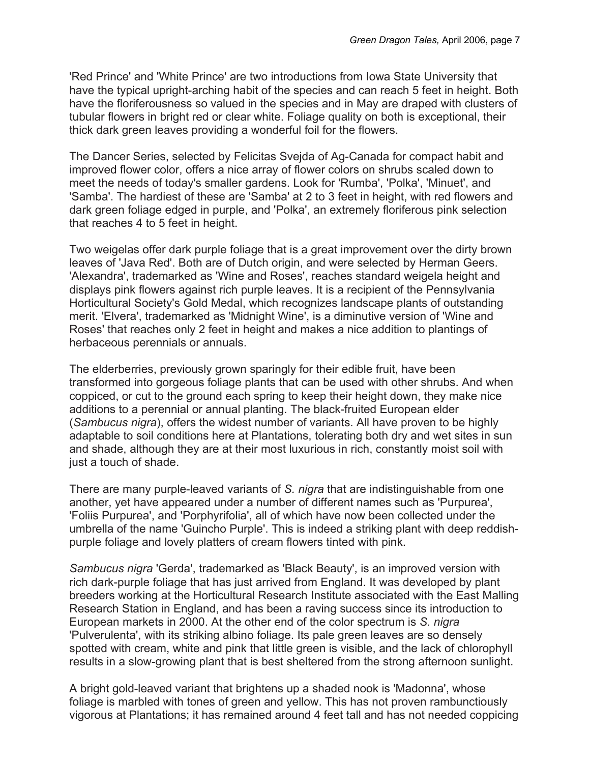'Red Prince' and 'White Prince' are two introductions from Iowa State University that have the typical upright-arching habit of the species and can reach 5 feet in height. Both have the floriferousness so valued in the species and in May are draped with clusters of tubular flowers in bright red or clear white. Foliage quality on both is exceptional, their thick dark green leaves providing a wonderful foil for the flowers.

The Dancer Series, selected by Felicitas Svejda of Ag-Canada for compact habit and improved flower color, offers a nice array of flower colors on shrubs scaled down to meet the needs of today's smaller gardens. Look for 'Rumba', 'Polka', 'Minuet', and 'Samba'. The hardiest of these are 'Samba' at 2 to 3 feet in height, with red flowers and dark green foliage edged in purple, and 'Polka', an extremely floriferous pink selection that reaches 4 to 5 feet in height.

Two weigelas offer dark purple foliage that is a great improvement over the dirty brown leaves of 'Java Red'. Both are of Dutch origin, and were selected by Herman Geers. 'Alexandra', trademarked as 'Wine and Roses', reaches standard weigela height and displays pink flowers against rich purple leaves. It is a recipient of the Pennsylvania Horticultural Society's Gold Medal, which recognizes landscape plants of outstanding merit. 'Elvera', trademarked as 'Midnight Wine', is a diminutive version of 'Wine and Roses' that reaches only 2 feet in height and makes a nice addition to plantings of herbaceous perennials or annuals.

The elderberries, previously grown sparingly for their edible fruit, have been transformed into gorgeous foliage plants that can be used with other shrubs. And when coppiced, or cut to the ground each spring to keep their height down, they make nice additions to a perennial or annual planting. The black-fruited European elder (*Sambucus nigra*), offers the widest number of variants. All have proven to be highly adaptable to soil conditions here at Plantations, tolerating both dry and wet sites in sun and shade, although they are at their most luxurious in rich, constantly moist soil with just a touch of shade.

There are many purple-leaved variants of *S. nigra* that are indistinguishable from one another, yet have appeared under a number of different names such as 'Purpurea', 'Foliis Purpurea', and 'Porphyrifolia', all of which have now been collected under the umbrella of the name 'Guincho Purple'. This is indeed a striking plant with deep reddish-purple foliage and lovely platters of cream flowers tinted with pink.

*Sambucus nigra* 'Gerda', trademarked as 'Black Beauty', is an improved version with rich dark-purple foliage that has just arrived from England. It was developed by plant breeders working at the Horticultural Research Institute associated with the East Malling Research Station in England, and has been a raving success since its introduction to European markets in 2000. At the other end of the color spectrum is *S. nigra* 'Pulverulenta', with its striking albino foliage. Its pale green leaves are so densely spotted with cream, white and pink that little green is visible, and the lack of chlorophyll results in a slow-growing plant that is best sheltered from the strong afternoon sunlight.

A bright gold-leaved variant that brightens up a shaded nook is 'Madonna', whose foliage is marbled with tones of green and yellow. This has not proven rambunctiously vigorous at Plantations; it has remained around 4 feet tall and has not needed coppicing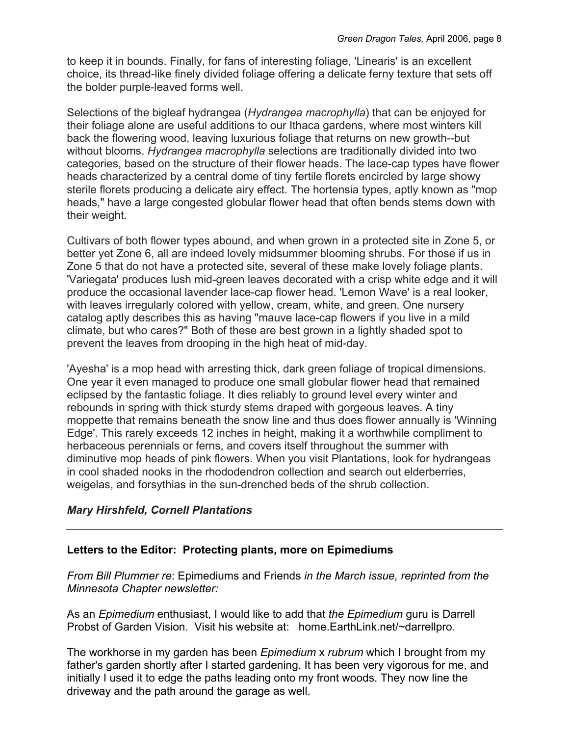to keep it in bounds. Finally, for fans of interesting foliage, 'Linearis' is an excellent choice, its thread-like finely divided foliage offering a delicate ferny texture that sets off the bolder purple-leaved forms well.

Selections of the bigleaf hydrangea (*Hydrangea macrophylla*) that can be enjoyed for their foliage alone are useful additions to our Ithaca gardens, where most winters kill back the flowering wood, leaving luxurious foliage that returns on new growth--but without blooms. *Hydrangea macrophylla* selections are traditionally divided into two categories, based on the structure of their flower heads. The lace-cap types have flower heads characterized by a central dome of tiny fertile florets encircled by large showy sterile florets producing a delicate airy effect. The hortensia types, aptly known as "mop heads," have a large congested globular flower head that often bends stems down with their weight.

Cultivars of both flower types abound, and when grown in a protected site in Zone 5, or better yet Zone 6, all are indeed lovely midsummer blooming shrubs. For those if us in Zone 5 that do not have a protected site, several of these make lovely foliage plants. 'Variegata' produces lush mid-green leaves decorated with a crisp white edge and it will produce the occasional lavender lace-cap flower head. 'Lemon Wave' is a real looker, with leaves irregularly colored with yellow, cream, white, and green. One nursery catalog aptly describes this as having "mauve lace-cap flowers if you live in a mild climate, but who cares?" Both of these are best grown in a lightly shaded spot to prevent the leaves from drooping in the high heat of mid-day.

'Ayesha' is a mop head with arresting thick, dark green foliage of tropical dimensions. One year it even managed to produce one small globular flower head that remained eclipsed by the fantastic foliage. It dies reliably to ground level every winter and rebounds in spring with thick sturdy stems draped with gorgeous leaves. A tiny moppette that remains beneath the snow line and thus does flower annually is 'Winning Edge'. This rarely exceeds 12 inches in height, making it a worthwhile compliment to herbaceous perennials or ferns, and covers itself throughout the summer with diminutive mop heads of pink flowers. When you visit Plantations, look for hydrangeas in cool shaded nooks in the rhododendron collection and search out elderberries, weigelas, and forsythias in the sun-drenched beds of the shrub collection.

***Mary Hirshfeld, Cornell Plantations***

---

## Letters to the Editor: Protecting plants, more on Epimediums

*From Bill Plummer re*: Epimediums and Friends *in the March issue, reprinted from the Minnesota Chapter newsletter:*

As an *Epimedium* enthusiast, I would like to add that *the Epimedium* guru is Darrell Probst of Garden Vision. Visit his website at: home.EarthLink.net/~darrellpro.

The workhorse in my garden has been *Epimedium* x *rubrum* which I brought from my father's garden shortly after I started gardening. It has been very vigorous for me, and initially I used it to edge the paths leading onto my front woods. They now line the driveway and the path around the garage as well.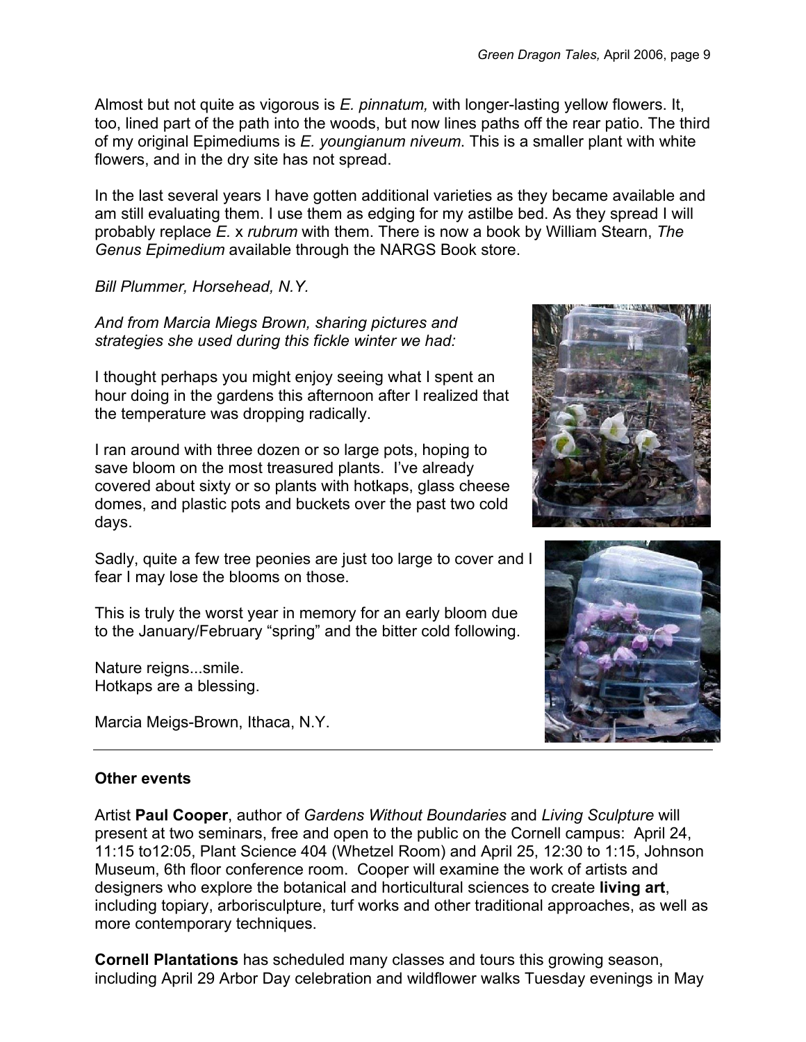Almost but not quite as vigorous is *E. pinnatum,* with longer-lasting yellow flowers. It, too, lined part of the path into the woods, but now lines paths off the rear patio. The third of my original Epimediums is *E. youngianum niveum*. This is a smaller plant with white flowers, and in the dry site has not spread.

In the last several years I have gotten additional varieties as they became available and am still evaluating them. I use them as edging for my astilbe bed. As they spread I will probably replace *E.* x *rubrum* with them. There is now a book by William Stearn, *The Genus Epimedium* available through the NARGS Book store.

*Bill Plummer, Horsehead, N.Y.*

*And from Marcia Miegs Brown, sharing pictures and strategies she used during this fickle winter we had:*

I thought perhaps you might enjoy seeing what I spent an hour doing in the gardens this afternoon after I realized that the temperature was dropping radically.

I ran around with three dozen or so large pots, hoping to save bloom on the most treasured plants. I've already covered about sixty or so plants with hotkaps, glass cheese domes, and plastic pots and buckets over the past two cold days.

Sadly, quite a few tree peonies are just too large to cover and I fear I may lose the blooms on those.

This is truly the worst year in memory for an early bloom due to the January/February "spring" and the bitter cold following.

Nature reigns...smile.
Hotkaps are a blessing.

Marcia Meigs-Brown, Ithaca, N.Y.

---

**Other events**

Artist **Paul Cooper**, author of *Gardens Without Boundaries* and *Living Sculpture* will present at two seminars, free and open to the public on the Cornell campus: April 24, 11:15 to12:05, Plant Science 404 (Whetzel Room) and April 25, 12:30 to 1:15, Johnson Museum, 6th floor conference room. Cooper will examine the work of artists and designers who explore the botanical and horticultural sciences to create **living art**, including topiary, arborisculpture, turf works and other traditional approaches, as well as more contemporary techniques.

**Cornell Plantations** has scheduled many classes and tours this growing season, including April 29 Arbor Day celebration and wildflower walks Tuesday evenings in May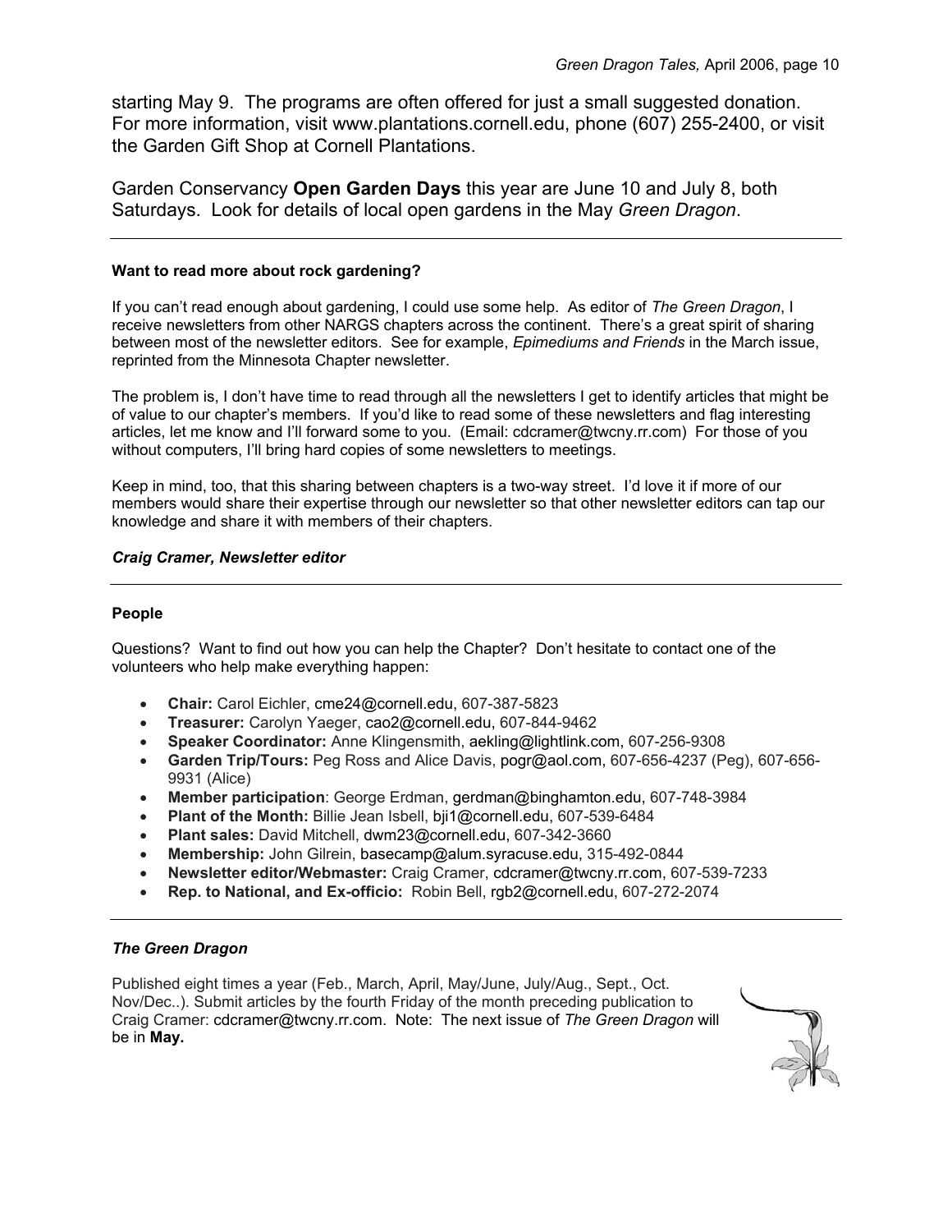starting May 9. The programs are often offered for just a small suggested donation. For more information, visit www.plantations.cornell.edu, phone (607) 255-2400, or visit the Garden Gift Shop at Cornell Plantations.

Garden Conservancy **Open Garden Days** this year are June 10 and July 8, both Saturdays. Look for details of local open gardens in the May *Green Dragon*.

---

**Want to read more about rock gardening?**

If you can't read enough about gardening, I could use some help. As editor of *The Green Dragon*, I receive newsletters from other NARGS chapters across the continent. There's a great spirit of sharing between most of the newsletter editors. See for example, *Epimediums and Friends* in the March issue, reprinted from the Minnesota Chapter newsletter.

The problem is, I don't have time to read through all the newsletters I get to identify articles that might be of value to our chapter's members. If you'd like to read some of these newsletters and flag interesting articles, let me know and I'll forward some to you. (Email: cdcramer@twcny.rr.com) For those of you without computers, I'll bring hard copies of some newsletters to meetings.

Keep in mind, too, that this sharing between chapters is a two-way street. I'd love it if more of our members would share their expertise through our newsletter so that other newsletter editors can tap our knowledge and share it with members of their chapters.

***Craig Cramer, Newsletter editor***

---

**People**

Questions? Want to find out how you can help the Chapter? Don't hesitate to contact one of the volunteers who help make everything happen:

- **Chair:** Carol Eichler, cme24@cornell.edu, 607-387-5823
- **Treasurer:** Carolyn Yaeger, cao2@cornell.edu, 607-844-9462
- **Speaker Coordinator:** Anne Klingensmith, aekling@lightlink.com, 607-256-9308
- **Garden Trip/Tours:** Peg Ross and Alice Davis, pogr@aol.com, 607-656-4237 (Peg), 607-656-9931 (Alice)
- **Member participation**: George Erdman, gerdman@binghamton.edu, 607-748-3984
- **Plant of the Month:** Billie Jean Isbell, bji1@cornell.edu, 607-539-6484
- **Plant sales:** David Mitchell, dwm23@cornell.edu, 607-342-3660
- **Membership:** John Gilrein, basecamp@alum.syracuse.edu, 315-492-0844
- **Newsletter editor/Webmaster:** Craig Cramer, cdcramer@twcny.rr.com, 607-539-7233
- **Rep. to National, and Ex-officio:** Robin Bell, rgb2@cornell.edu, 607-272-2074

---

***The Green Dragon***

Published eight times a year (Feb., March, April, May/June, July/Aug., Sept., Oct. Nov/Dec..). Submit articles by the fourth Friday of the month preceding publication to Craig Cramer: cdcramer@twcny.rr.com. Note: The next issue of *The Green Dragon* will be in **May.**